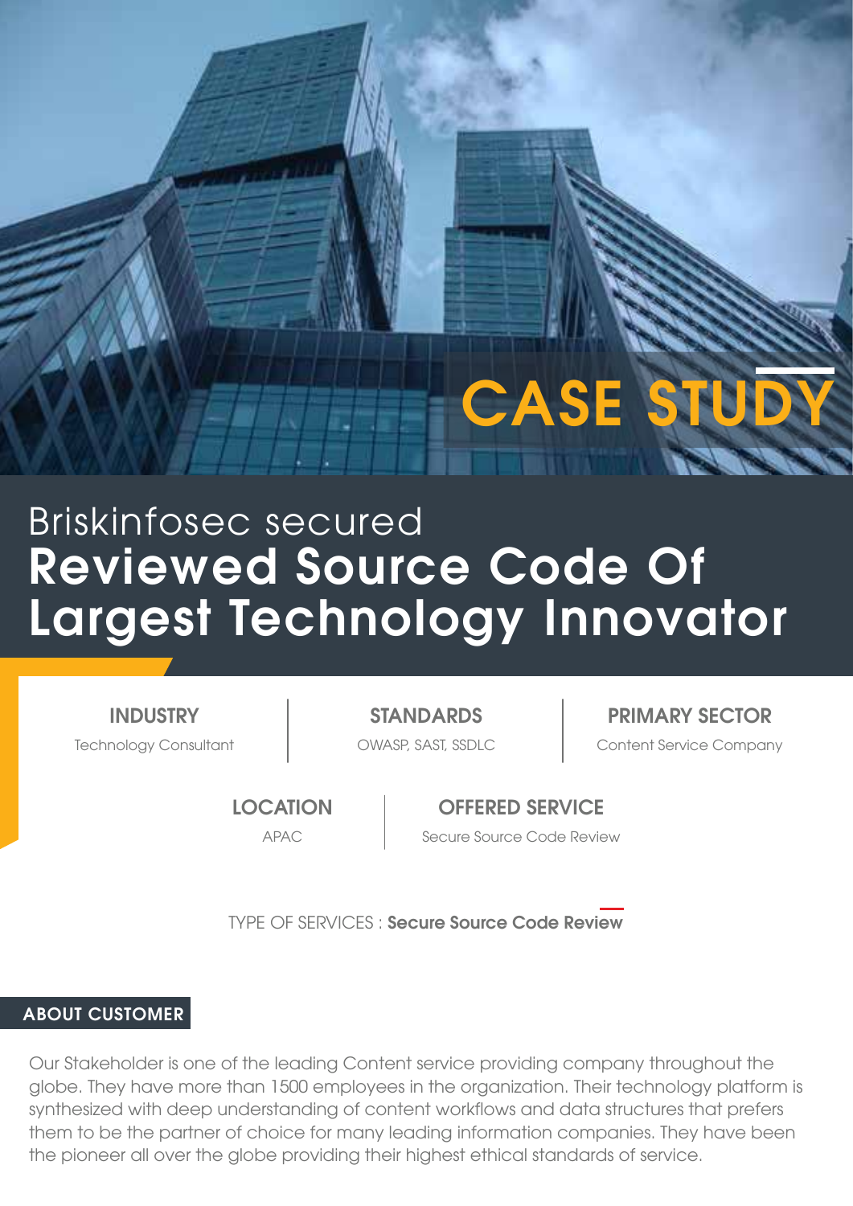# CASE STUDY

Briskinfosec secured
## Reviewed Source Code Of Largest Technology Innovator

**INDUSTRY**
Technology Consultant

**STANDARDS**
OWASP, SAST, SSDLC

**PRIMARY SECTOR**
Content Service Company

**LOCATION**
APAC

**OFFERED SERVICE**
Secure Source Code Review

TYPE OF SERVICES : **Secure Source Code Review**

## ABOUT CUSTOMER

Our Stakeholder is one of the leading Content service providing company throughout the globe. They have more than 1500 employees in the organization. Their technology platform is synthesized with deep understanding of content workflows and data structures that prefers them to be the partner of choice for many leading information companies. They have been the pioneer all over the globe providing their highest ethical standards of service.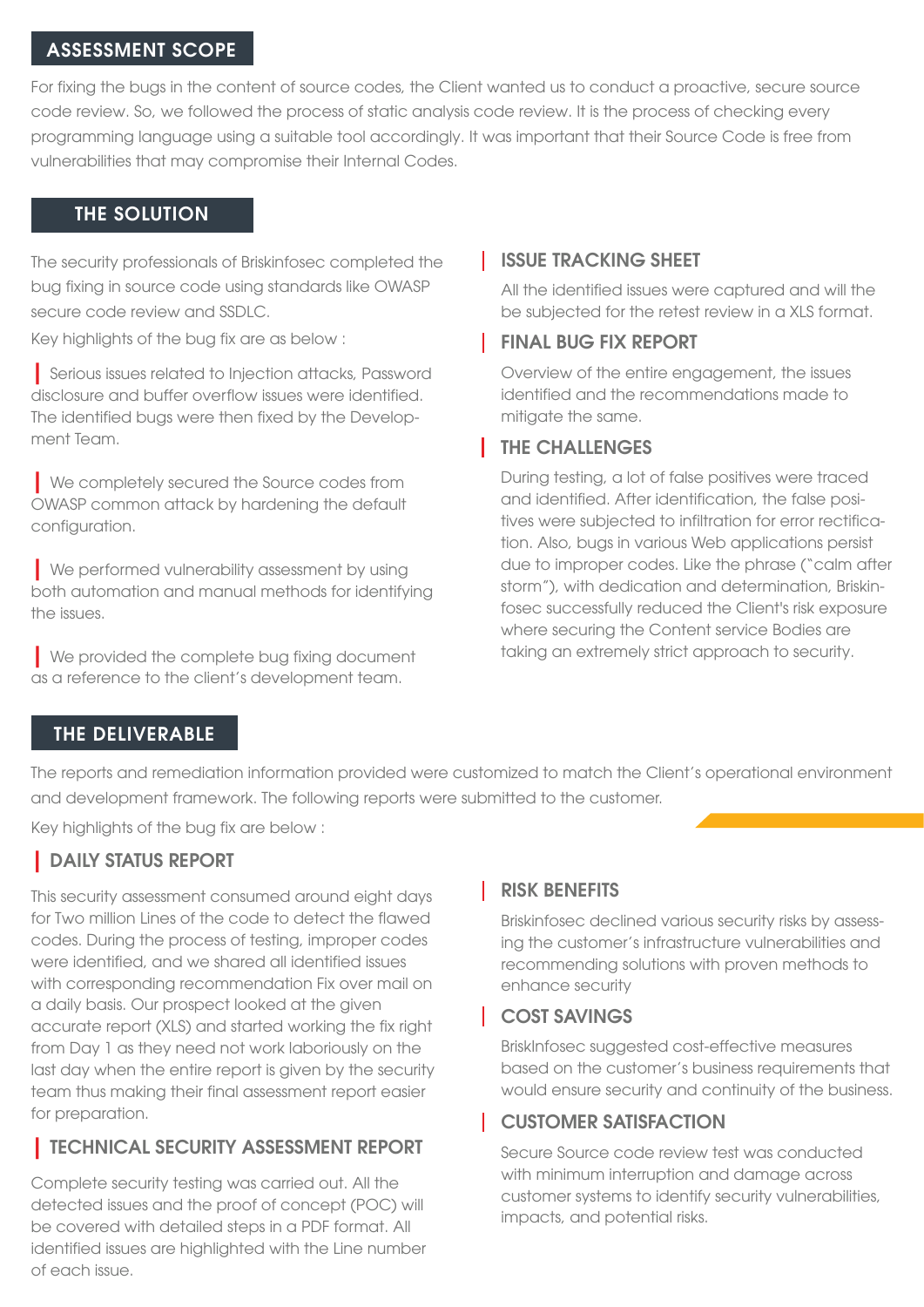## ASSESSMENT SCOPE

For fixing the bugs in the content of source codes, the Client wanted us to conduct a proactive, secure source code review. So, we followed the process of static analysis code review. It is the process of checking every programming language using a suitable tool accordingly. It was important that their Source Code is free from vulnerabilities that may compromise their Internal Codes.

## THE SOLUTION

The security professionals of Briskinfosec completed the bug fixing in source code using standards like OWASP secure code review and SSDLC.

Key highlights of the bug fix are as below :

- Serious issues related to Injection attacks, Password disclosure and buffer overflow issues were identified. The identified bugs were then fixed by the Development Team.
- We completely secured the Source codes from OWASP common attack by hardening the default configuration.
- We performed vulnerability assessment by using both automation and manual methods for identifying the issues.
- We provided the complete bug fixing document as a reference to the client's development team.

### ISSUE TRACKING SHEET

All the identified issues were captured and will the be subjected for the retest review in a XLS format.

### FINAL BUG FIX REPORT

Overview of the entire engagement, the issues identified and the recommendations made to mitigate the same.

### THE CHALLENGES

During testing, a lot of false positives were traced and identified. After identification, the false positives were subjected to infiltration for error rectification. Also, bugs in various Web applications persist due to improper codes. Like the phrase ("calm after storm"), with dedication and determination, Briskinfosec successfully reduced the Client's risk exposure where securing the Content service Bodies are taking an extremely strict approach to security.

## THE DELIVERABLE

The reports and remediation information provided were customized to match the Client's operational environment and development framework. The following reports were submitted to the customer.

Key highlights of the bug fix are below :

### DAILY STATUS REPORT

This security assessment consumed around eight days for Two million Lines of the code to detect the flawed codes. During the process of testing, improper codes were identified, and we shared all identified issues with corresponding recommendation Fix over mail on a daily basis. Our prospect looked at the given accurate report (XLS) and started working the fix right from Day 1 as they need not work laboriously on the last day when the entire report is given by the security team thus making their final assessment report easier for preparation.

### TECHNICAL SECURITY ASSESSMENT REPORT

Complete security testing was carried out. All the detected issues and the proof of concept (POC) will be covered with detailed steps in a PDF format. All identified issues are highlighted with the Line number of each issue.

### RISK BENEFITS

Briskinfosec declined various security risks by assessing the customer's infrastructure vulnerabilities and recommending solutions with proven methods to enhance security

### COST SAVINGS

BriskInfosec suggested cost-effective measures based on the customer's business requirements that would ensure security and continuity of the business.

### CUSTOMER SATISFACTION

Secure Source code review test was conducted with minimum interruption and damage across customer systems to identify security vulnerabilities, impacts, and potential risks.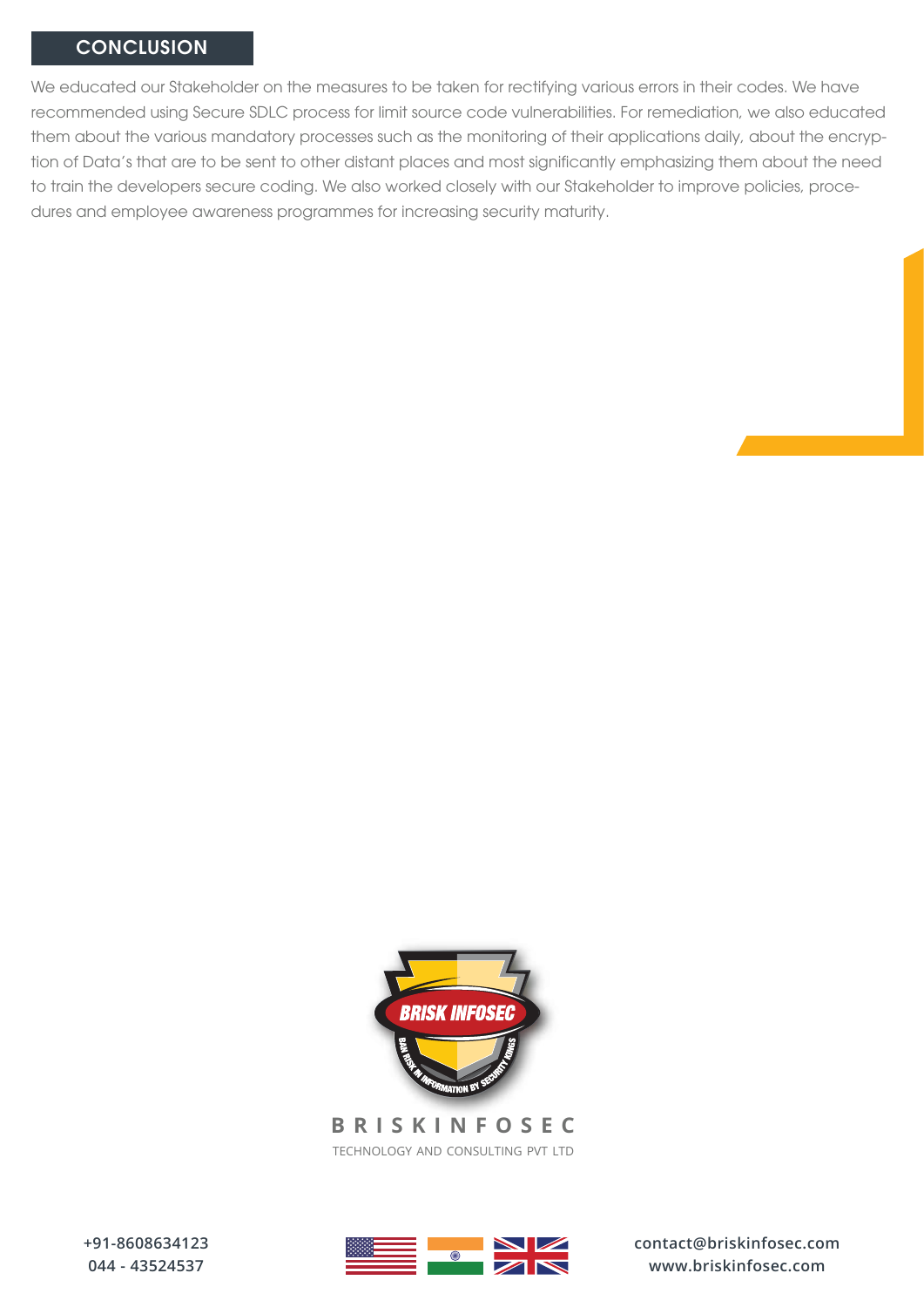## CONCLUSION

We educated our Stakeholder on the measures to be taken for rectifying various errors in their codes. We have recommended using Secure SDLC process for limit source code vulnerabilities. For remediation, we also educated them about the various mandatory processes such as the monitoring of their applications daily, about the encryption of Data's that are to be sent to other distant places and most significantly emphasizing them about the need to train the developers secure coding. We also worked closely with our Stakeholder to improve policies, procedures and employee awareness programmes for increasing security maturity.

BRISKINFOSEC

TECHNOLOGY AND CONSULTING PVT LTD

+91-8608634123
044 - 43524537

contact@briskinfosec.com
www.briskinfosec.com